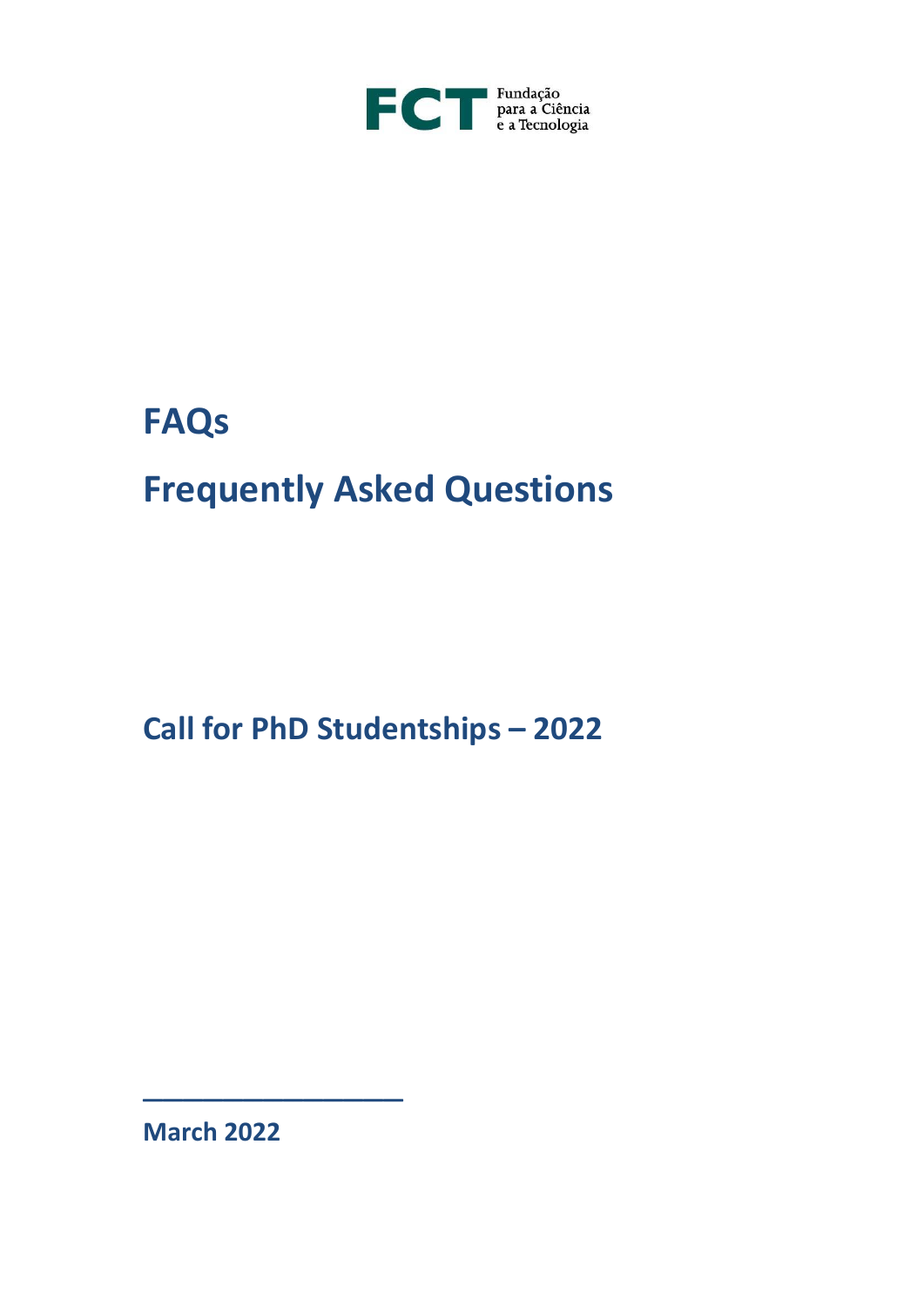FCT Fundação para a Ciência e a Tecnologia

# FAQs

# Frequently Asked Questions

## Call for PhD Studentships – 2022

**March 2022**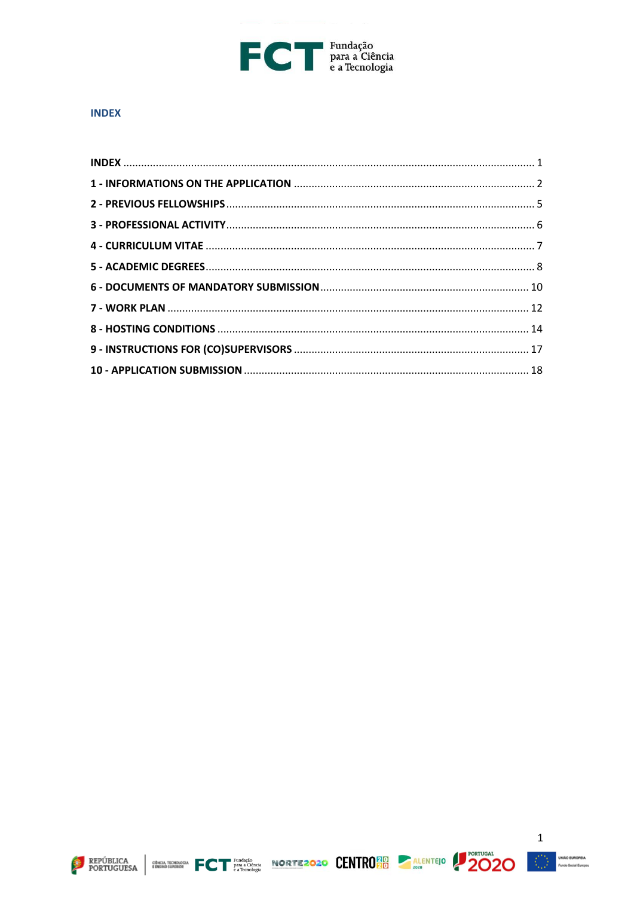## INDEX

| | |
|---|---|
| **INDEX** | 1 |
| **1 - INFORMATIONS ON THE APPLICATION** | 2 |
| **2 - PREVIOUS FELLOWSHIPS** | 5 |
| **3 - PROFESSIONAL ACTIVITY** | 6 |
| **4 - CURRICULUM VITAE** | 7 |
| **5 - ACADEMIC DEGREES** | 8 |
| **6 - DOCUMENTS OF MANDATORY SUBMISSION** | 10 |
| **7 - WORK PLAN** | 12 |
| **8 - HOSTING CONDITIONS** | 14 |
| **9 - INSTRUCTIONS FOR (CO)SUPERVISORS** | 17 |
| **10 - APPLICATION SUBMISSION** | 18 |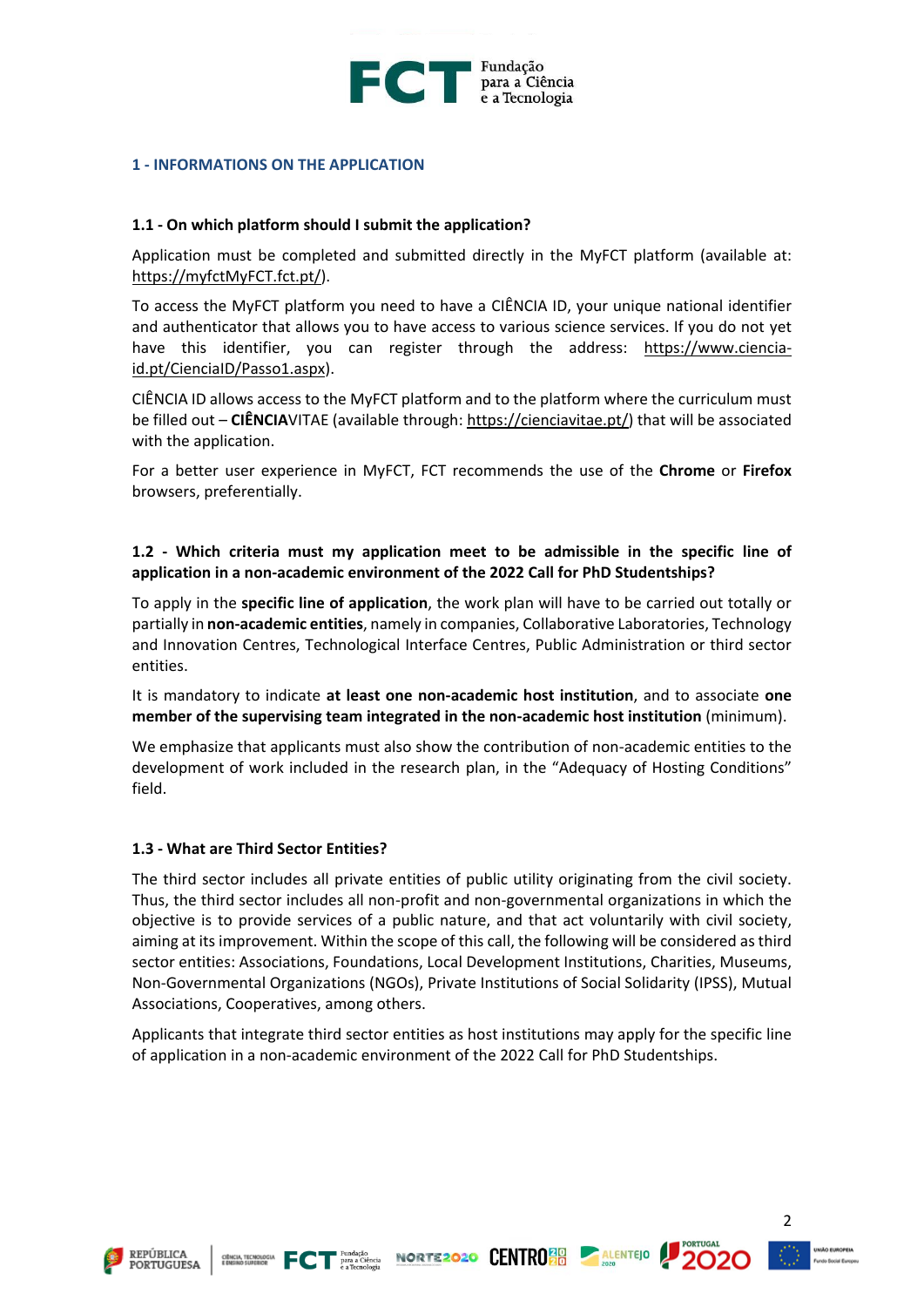## 1 - INFORMATIONS ON THE APPLICATION

### 1.1 - On which platform should I submit the application?

Application must be completed and submitted directly in the MyFCT platform (available at: https://myfctMyFCT.fct.pt/).

To access the MyFCT platform you need to have a CIÊNCIA ID, your unique national identifier and authenticator that allows you to have access to various science services. If you do not yet have this identifier, you can register through the address: https://www.ciencia-id.pt/CienciaID/Passo1.aspx).

CIÊNCIA ID allows access to the MyFCT platform and to the platform where the curriculum must be filled out – **CIÊNCIA**VITAE (available through: https://cienciavitae.pt/) that will be associated with the application.

For a better user experience in MyFCT, FCT recommends the use of the **Chrome** or **Firefox** browsers, preferentially.

### 1.2 - Which criteria must my application meet to be admissible in the specific line of application in a non-academic environment of the 2022 Call for PhD Studentships?

To apply in the **specific line of application**, the work plan will have to be carried out totally or partially in **non-academic entities**, namely in companies, Collaborative Laboratories, Technology and Innovation Centres, Technological Interface Centres, Public Administration or third sector entities.

It is mandatory to indicate **at least one non-academic host institution**, and to associate **one member of the supervising team integrated in the non-academic host institution** (minimum).

We emphasize that applicants must also show the contribution of non-academic entities to the development of work included in the research plan, in the "Adequacy of Hosting Conditions" field.

### 1.3 - What are Third Sector Entities?

The third sector includes all private entities of public utility originating from the civil society. Thus, the third sector includes all non-profit and non-governmental organizations in which the objective is to provide services of a public nature, and that act voluntarily with civil society, aiming at its improvement. Within the scope of this call, the following will be considered as third sector entities: Associations, Foundations, Local Development Institutions, Charities, Museums, Non-Governmental Organizations (NGOs), Private Institutions of Social Solidarity (IPSS), Mutual Associations, Cooperatives, among others.

Applicants that integrate third sector entities as host institutions may apply for the specific line of application in a non-academic environment of the 2022 Call for PhD Studentships.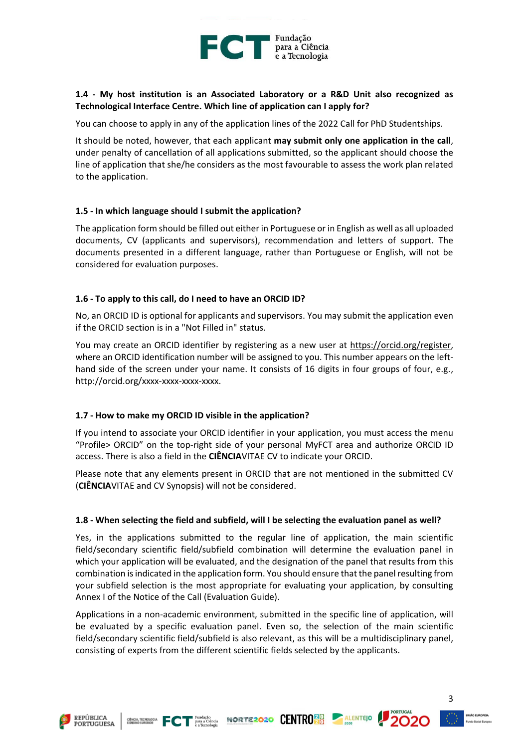**1.4 - My host institution is an Associated Laboratory or a R&D Unit also recognized as Technological Interface Centre. Which line of application can I apply for?**

You can choose to apply in any of the application lines of the 2022 Call for PhD Studentships.

It should be noted, however, that each applicant **may submit only one application in the call**, under penalty of cancellation of all applications submitted, so the applicant should choose the line of application that she/he considers as the most favourable to assess the work plan related to the application.

**1.5 - In which language should I submit the application?**

The application form should be filled out either in Portuguese or in English as well as all uploaded documents, CV (applicants and supervisors), recommendation and letters of support. The documents presented in a different language, rather than Portuguese or English, will not be considered for evaluation purposes.

**1.6 - To apply to this call, do I need to have an ORCID ID?**

No, an ORCID ID is optional for applicants and supervisors. You may submit the application even if the ORCID section is in a "Not Filled in" status.

You may create an ORCID identifier by registering as a new user at https://orcid.org/register, where an ORCID identification number will be assigned to you. This number appears on the left-hand side of the screen under your name. It consists of 16 digits in four groups of four, e.g., http://orcid.org/xxxx-xxxx-xxxx-xxxx.

**1.7 - How to make my ORCID ID visible in the application?**

If you intend to associate your ORCID identifier in your application, you must access the menu "Profile> ORCID" on the top-right side of your personal MyFCT area and authorize ORCID ID access. There is also a field in the **CIÊNCIA**VITAE CV to indicate your ORCID.

Please note that any elements present in ORCID that are not mentioned in the submitted CV (**CIÊNCIA**VITAE and CV Synopsis) will not be considered.

**1.8 - When selecting the field and subfield, will I be selecting the evaluation panel as well?**

Yes, in the applications submitted to the regular line of application, the main scientific field/secondary scientific field/subfield combination will determine the evaluation panel in which your application will be evaluated, and the designation of the panel that results from this combination is indicated in the application form. You should ensure that the panel resulting from your subfield selection is the most appropriate for evaluating your application, by consulting Annex I of the Notice of the Call (Evaluation Guide).

Applications in a non-academic environment, submitted in the specific line of application, will be evaluated by a specific evaluation panel. Even so, the selection of the main scientific field/secondary scientific field/subfield is also relevant, as this will be a multidisciplinary panel, consisting of experts from the different scientific fields selected by the applicants.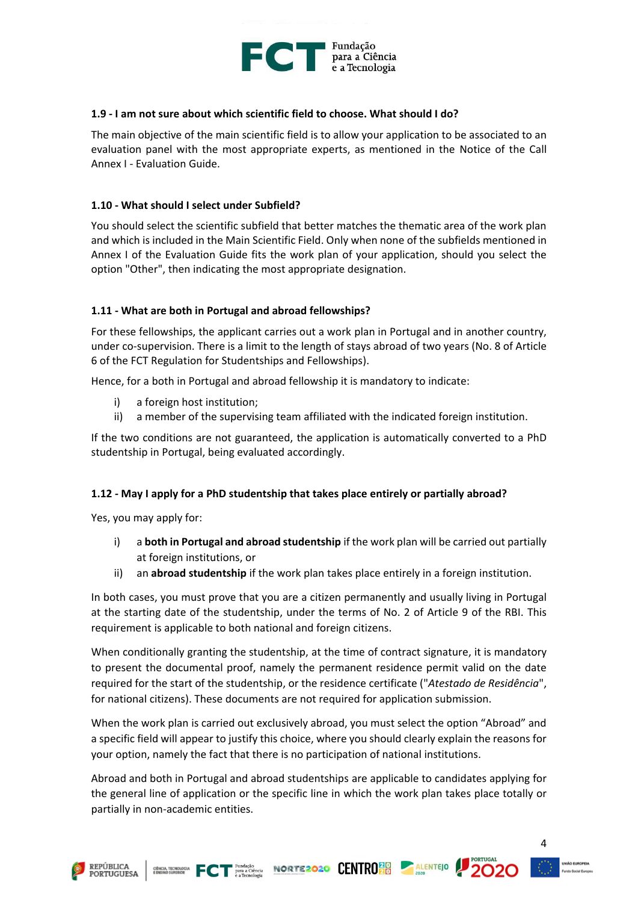### 1.9 - I am not sure about which scientific field to choose. What should I do?

The main objective of the main scientific field is to allow your application to be associated to an evaluation panel with the most appropriate experts, as mentioned in the Notice of the Call Annex I - Evaluation Guide.

### 1.10 - What should I select under Subfield?

You should select the scientific subfield that better matches the thematic area of the work plan and which is included in the Main Scientific Field. Only when none of the subfields mentioned in Annex I of the Evaluation Guide fits the work plan of your application, should you select the option "Other", then indicating the most appropriate designation.

### 1.11 - What are both in Portugal and abroad fellowships?

For these fellowships, the applicant carries out a work plan in Portugal and in another country, under co-supervision. There is a limit to the length of stays abroad of two years (No. 8 of Article 6 of the FCT Regulation for Studentships and Fellowships).

Hence, for a both in Portugal and abroad fellowship it is mandatory to indicate:

i) a foreign host institution;
ii) a member of the supervising team affiliated with the indicated foreign institution.

If the two conditions are not guaranteed, the application is automatically converted to a PhD studentship in Portugal, being evaluated accordingly.

### 1.12 - May I apply for a PhD studentship that takes place entirely or partially abroad?

Yes, you may apply for:

i) a **both in Portugal and abroad studentship** if the work plan will be carried out partially at foreign institutions, or
ii) an **abroad studentship** if the work plan takes place entirely in a foreign institution.

In both cases, you must prove that you are a citizen permanently and usually living in Portugal at the starting date of the studentship, under the terms of No. 2 of Article 9 of the RBI. This requirement is applicable to both national and foreign citizens.

When conditionally granting the studentship, at the time of contract signature, it is mandatory to present the documental proof, namely the permanent residence permit valid on the date required for the start of the studentship, or the residence certificate ("*Atestado de Residência*", for national citizens). These documents are not required for application submission.

When the work plan is carried out exclusively abroad, you must select the option “Abroad” and a specific field will appear to justify this choice, where you should clearly explain the reasons for your option, namely the fact that there is no participation of national institutions.

Abroad and both in Portugal and abroad studentships are applicable to candidates applying for the general line of application or the specific line in which the work plan takes place totally or partially in non-academic entities.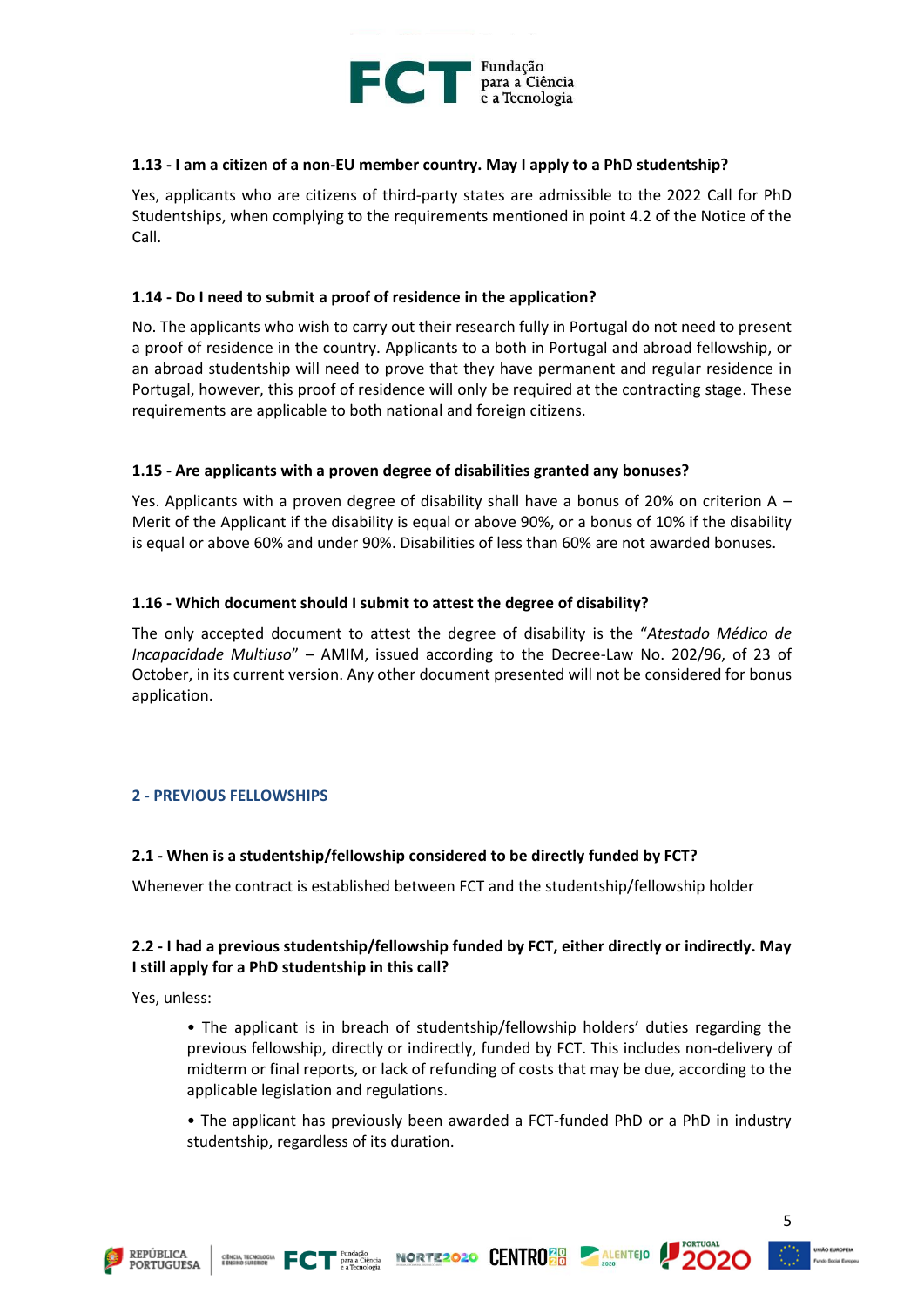**1.13 - I am a citizen of a non-EU member country. May I apply to a PhD studentship?**

Yes, applicants who are citizens of third-party states are admissible to the 2022 Call for PhD Studentships, when complying to the requirements mentioned in point 4.2 of the Notice of the Call.

**1.14 - Do I need to submit a proof of residence in the application?**

No. The applicants who wish to carry out their research fully in Portugal do not need to present a proof of residence in the country. Applicants to a both in Portugal and abroad fellowship, or an abroad studentship will need to prove that they have permanent and regular residence in Portugal, however, this proof of residence will only be required at the contracting stage. These requirements are applicable to both national and foreign citizens.

**1.15 - Are applicants with a proven degree of disabilities granted any bonuses?**

Yes. Applicants with a proven degree of disability shall have a bonus of 20% on criterion A – Merit of the Applicant if the disability is equal or above 90%, or a bonus of 10% if the disability is equal or above 60% and under 90%. Disabilities of less than 60% are not awarded bonuses.

**1.16 - Which document should I submit to attest the degree of disability?**

The only accepted document to attest the degree of disability is the "*Atestado Médico de Incapacidade Multiuso*" – AMIM, issued according to the Decree-Law No. 202/96, of 23 of October, in its current version. Any other document presented will not be considered for bonus application.

## 2 - PREVIOUS FELLOWSHIPS

**2.1 - When is a studentship/fellowship considered to be directly funded by FCT?**

Whenever the contract is established between FCT and the studentship/fellowship holder

**2.2 - I had a previous studentship/fellowship funded by FCT, either directly or indirectly. May I still apply for a PhD studentship in this call?**

Yes, unless:

- The applicant is in breach of studentship/fellowship holders' duties regarding the previous fellowship, directly or indirectly, funded by FCT. This includes non-delivery of midterm or final reports, or lack of refunding of costs that may be due, according to the applicable legislation and regulations.
- The applicant has previously been awarded a FCT-funded PhD or a PhD in industry studentship, regardless of its duration.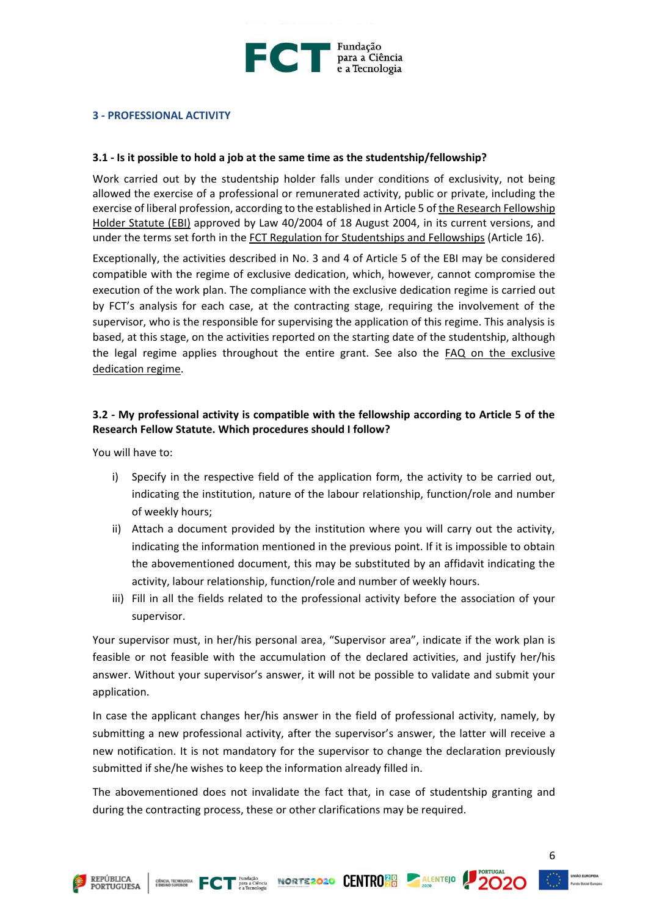## 3 - PROFESSIONAL ACTIVITY

### 3.1 - Is it possible to hold a job at the same time as the studentship/fellowship?

Work carried out by the studentship holder falls under conditions of exclusivity, not being allowed the exercise of a professional or remunerated activity, public or private, including the exercise of liberal profession, according to the established in Article 5 of the Research Fellowship Holder Statute (EBI) approved by Law 40/2004 of 18 August 2004, in its current versions, and under the terms set forth in the FCT Regulation for Studentships and Fellowships (Article 16).

Exceptionally, the activities described in No. 3 and 4 of Article 5 of the EBI may be considered compatible with the regime of exclusive dedication, which, however, cannot compromise the execution of the work plan. The compliance with the exclusive dedication regime is carried out by FCT's analysis for each case, at the contracting stage, requiring the involvement of the supervisor, who is the responsible for supervising the application of this regime. This analysis is based, at this stage, on the activities reported on the starting date of the studentship, although the legal regime applies throughout the entire grant. See also the FAQ on the exclusive dedication regime.

### 3.2 - My professional activity is compatible with the fellowship according to Article 5 of the Research Fellow Statute. Which procedures should I follow?

You will have to:

i) Specify in the respective field of the application form, the activity to be carried out, indicating the institution, nature of the labour relationship, function/role and number of weekly hours;

ii) Attach a document provided by the institution where you will carry out the activity, indicating the information mentioned in the previous point. If it is impossible to obtain the abovementioned document, this may be substituted by an affidavit indicating the activity, labour relationship, function/role and number of weekly hours.

iii) Fill in all the fields related to the professional activity before the association of your supervisor.

Your supervisor must, in her/his personal area, "Supervisor area", indicate if the work plan is feasible or not feasible with the accumulation of the declared activities, and justify her/his answer. Without your supervisor's answer, it will not be possible to validate and submit your application.

In case the applicant changes her/his answer in the field of professional activity, namely, by submitting a new professional activity, after the supervisor's answer, the latter will receive a new notification. It is not mandatory for the supervisor to change the declaration previously submitted if she/he wishes to keep the information already filled in.

The abovementioned does not invalidate the fact that, in case of studentship granting and during the contracting process, these or other clarifications may be required.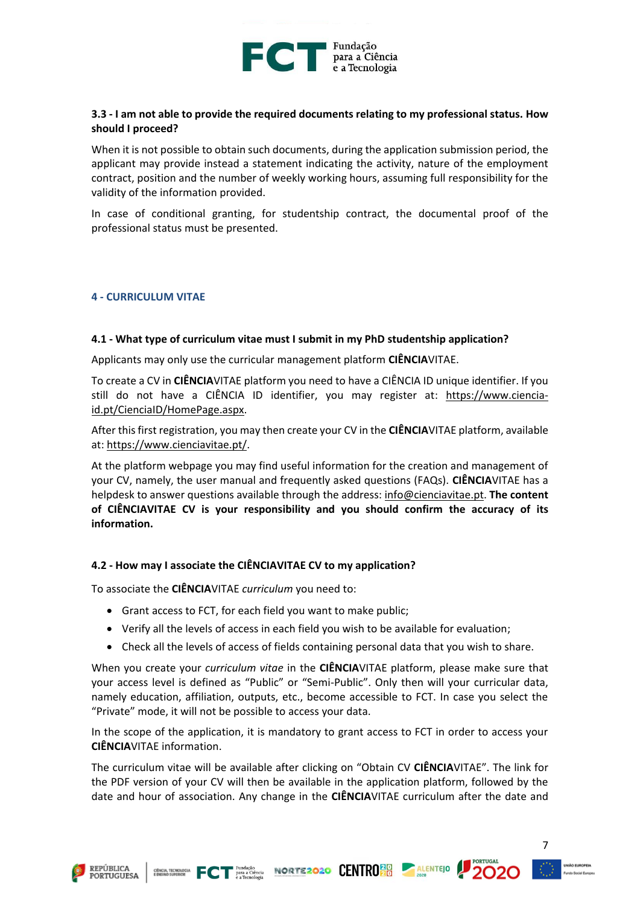### 3.3 - I am not able to provide the required documents relating to my professional status. How should I proceed?

When it is not possible to obtain such documents, during the application submission period, the applicant may provide instead a statement indicating the activity, nature of the employment contract, position and the number of weekly working hours, assuming full responsibility for the validity of the information provided.

In case of conditional granting, for studentship contract, the documental proof of the professional status must be presented.

## 4 - CURRICULUM VITAE

### 4.1 - What type of curriculum vitae must I submit in my PhD studentship application?

Applicants may only use the curricular management platform **CIÊNCIA**VITAE.

To create a CV in **CIÊNCIA**VITAE platform you need to have a CIÊNCIA ID unique identifier. If you still do not have a CIÊNCIA ID identifier, you may register at: https://www.ciencia-id.pt/CienciaID/HomePage.aspx.

After this first registration, you may then create your CV in the **CIÊNCIA**VITAE platform, available at: https://www.cienciavitae.pt/.

At the platform webpage you may find useful information for the creation and management of your CV, namely, the user manual and frequently asked questions (FAQs). **CIÊNCIA**VITAE has a helpdesk to answer questions available through the address: info@cienciavitae.pt. **The content of CIÊNCIAVITAE CV is your responsibility and you should confirm the accuracy of its information.**

### 4.2 - How may I associate the CIÊNCIAVITAE CV to my application?

To associate the **CIÊNCIA**VITAE *curriculum* you need to:

- Grant access to FCT, for each field you want to make public;
- Verify all the levels of access in each field you wish to be available for evaluation;
- Check all the levels of access of fields containing personal data that you wish to share.

When you create your *curriculum vitae* in the **CIÊNCIA**VITAE platform, please make sure that your access level is defined as "Public" or "Semi-Public". Only then will your curricular data, namely education, affiliation, outputs, etc., become accessible to FCT. In case you select the "Private" mode, it will not be possible to access your data.

In the scope of the application, it is mandatory to grant access to FCT in order to access your **CIÊNCIA**VITAE information.

The curriculum vitae will be available after clicking on "Obtain CV **CIÊNCIA**VITAE". The link for the PDF version of your CV will then be available in the application platform, followed by the date and hour of association. Any change in the **CIÊNCIA**VITAE curriculum after the date and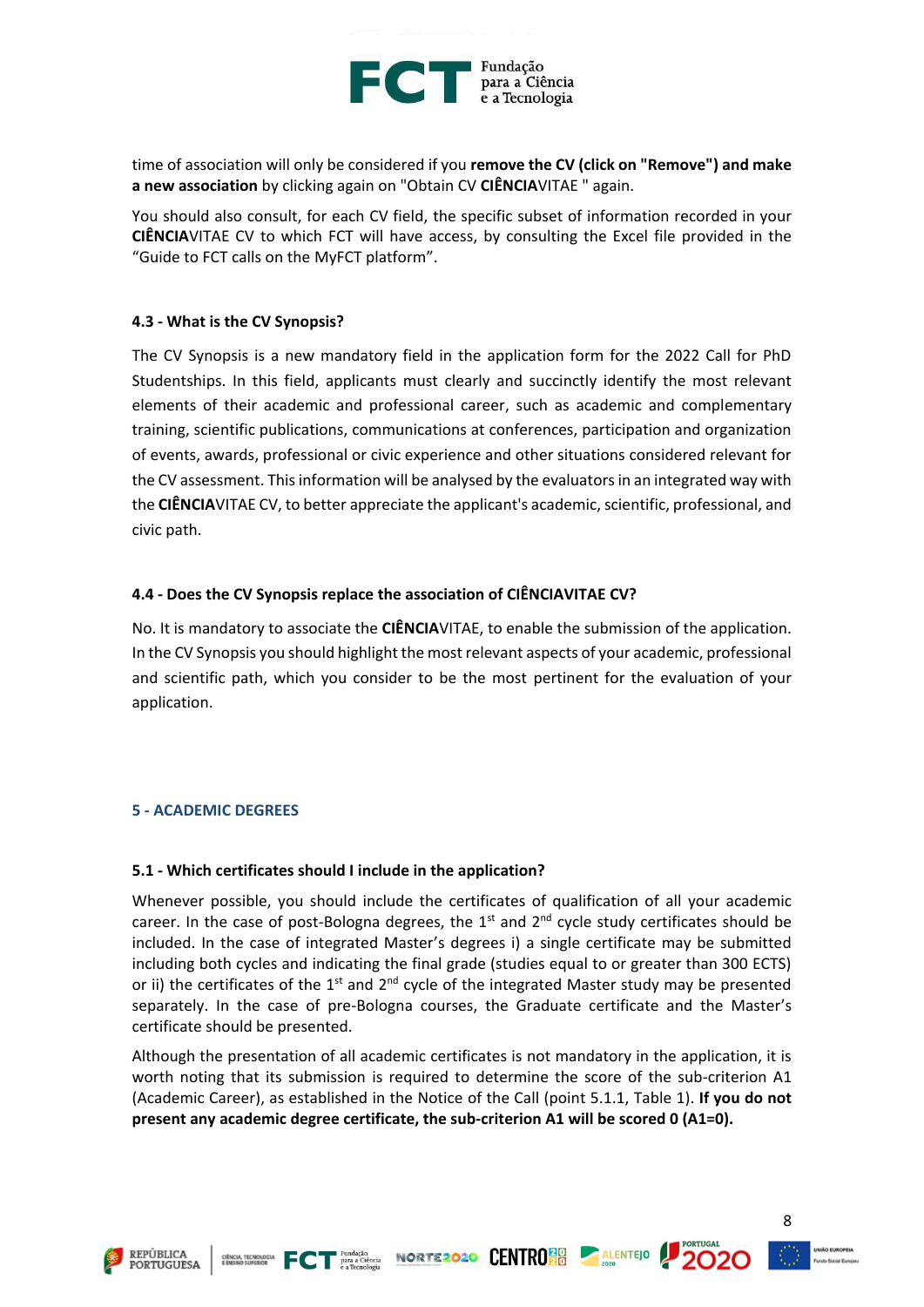time of association will only be considered if you **remove the CV (click on "Remove") and make a new association** by clicking again on "Obtain CV **CIÊNCIA**VITAE " again.

You should also consult, for each CV field, the specific subset of information recorded in your **CIÊNCIA**VITAE CV to which FCT will have access, by consulting the Excel file provided in the "Guide to FCT calls on the MyFCT platform".

### 4.3 - What is the CV Synopsis?

The CV Synopsis is a new mandatory field in the application form for the 2022 Call for PhD Studentships. In this field, applicants must clearly and succinctly identify the most relevant elements of their academic and professional career, such as academic and complementary training, scientific publications, communications at conferences, participation and organization of events, awards, professional or civic experience and other situations considered relevant for the CV assessment. This information will be analysed by the evaluators in an integrated way with the **CIÊNCIA**VITAE CV, to better appreciate the applicant's academic, scientific, professional, and civic path.

### 4.4 - Does the CV Synopsis replace the association of CIÊNCIAVITAE CV?

No. It is mandatory to associate the **CIÊNCIA**VITAE, to enable the submission of the application. In the CV Synopsis you should highlight the most relevant aspects of your academic, professional and scientific path, which you consider to be the most pertinent for the evaluation of your application.

## 5 - ACADEMIC DEGREES

### 5.1 - Which certificates should I include in the application?

Whenever possible, you should include the certificates of qualification of all your academic career. In the case of post-Bologna degrees, the 1st and 2nd cycle study certificates should be included. In the case of integrated Master's degrees i) a single certificate may be submitted including both cycles and indicating the final grade (studies equal to or greater than 300 ECTS) or ii) the certificates of the 1st and 2nd cycle of the integrated Master study may be presented separately. In the case of pre-Bologna courses, the Graduate certificate and the Master's certificate should be presented.

Although the presentation of all academic certificates is not mandatory in the application, it is worth noting that its submission is required to determine the score of the sub-criterion A1 (Academic Career), as established in the Notice of the Call (point 5.1.1, Table 1). **If you do not present any academic degree certificate, the sub-criterion A1 will be scored 0 (A1=0).**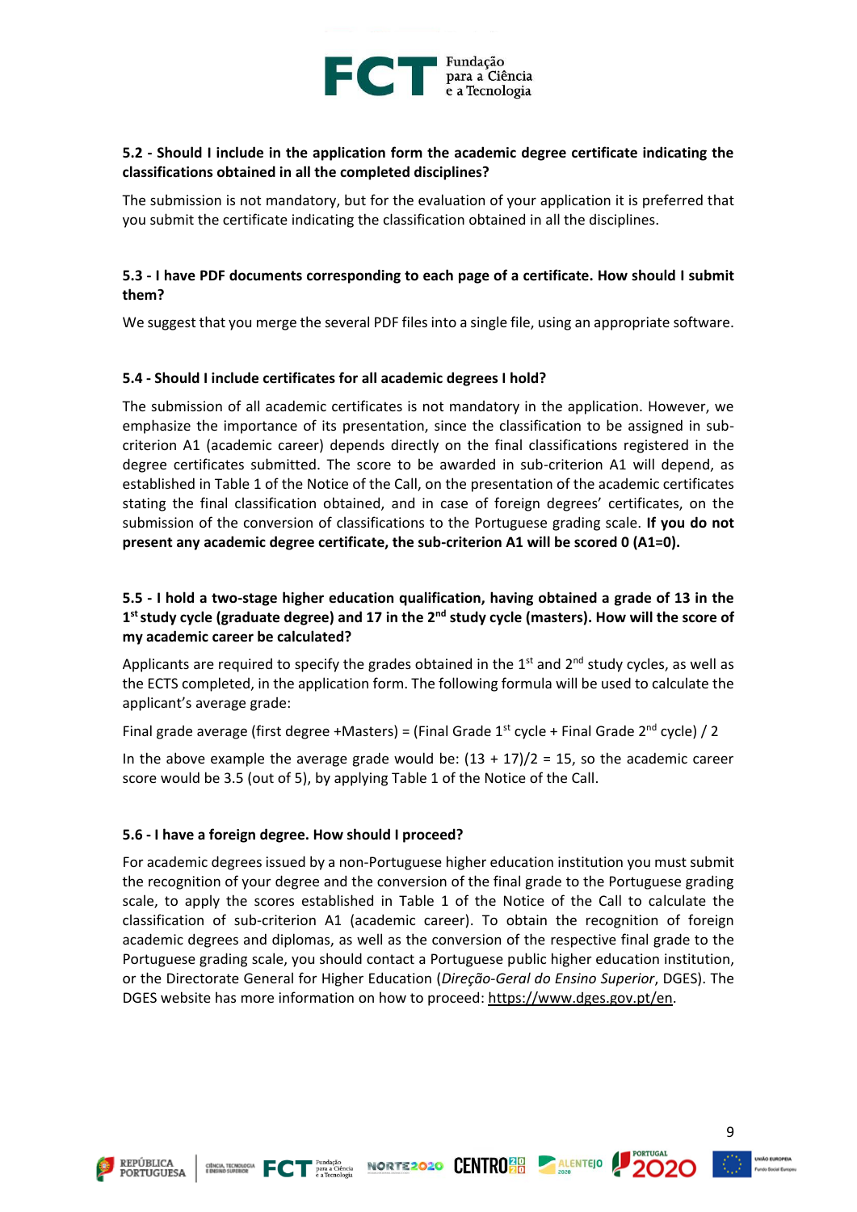**5.2 - Should I include in the application form the academic degree certificate indicating the classifications obtained in all the completed disciplines?**

The submission is not mandatory, but for the evaluation of your application it is preferred that you submit the certificate indicating the classification obtained in all the disciplines.

**5.3 - I have PDF documents corresponding to each page of a certificate. How should I submit them?**

We suggest that you merge the several PDF files into a single file, using an appropriate software.

**5.4 - Should I include certificates for all academic degrees I hold?**

The submission of all academic certificates is not mandatory in the application. However, we emphasize the importance of its presentation, since the classification to be assigned in sub-criterion A1 (academic career) depends directly on the final classifications registered in the degree certificates submitted. The score to be awarded in sub-criterion A1 will depend, as established in Table 1 of the Notice of the Call, on the presentation of the academic certificates stating the final classification obtained, and in case of foreign degrees' certificates, on the submission of the conversion of classifications to the Portuguese grading scale. **If you do not present any academic degree certificate, the sub-criterion A1 will be scored 0 (A1=0).**

**5.5 - I hold a two-stage higher education qualification, having obtained a grade of 13 in the 1st study cycle (graduate degree) and 17 in the 2nd study cycle (masters). How will the score of my academic career be calculated?**

Applicants are required to specify the grades obtained in the 1st and 2nd study cycles, as well as the ECTS completed, in the application form. The following formula will be used to calculate the applicant's average grade:

Final grade average (first degree +Masters) = (Final Grade 1st cycle + Final Grade 2nd cycle) / 2

In the above example the average grade would be: (13 + 17)/2 = 15, so the academic career score would be 3.5 (out of 5), by applying Table 1 of the Notice of the Call.

**5.6 - I have a foreign degree. How should I proceed?**

For academic degrees issued by a non-Portuguese higher education institution you must submit the recognition of your degree and the conversion of the final grade to the Portuguese grading scale, to apply the scores established in Table 1 of the Notice of the Call to calculate the classification of sub-criterion A1 (academic career). To obtain the recognition of foreign academic degrees and diplomas, as well as the conversion of the respective final grade to the Portuguese grading scale, you should contact a Portuguese public higher education institution, or the Directorate General for Higher Education (*Direção-Geral do Ensino Superior*, DGES). The DGES website has more information on how to proceed: https://www.dges.gov.pt/en.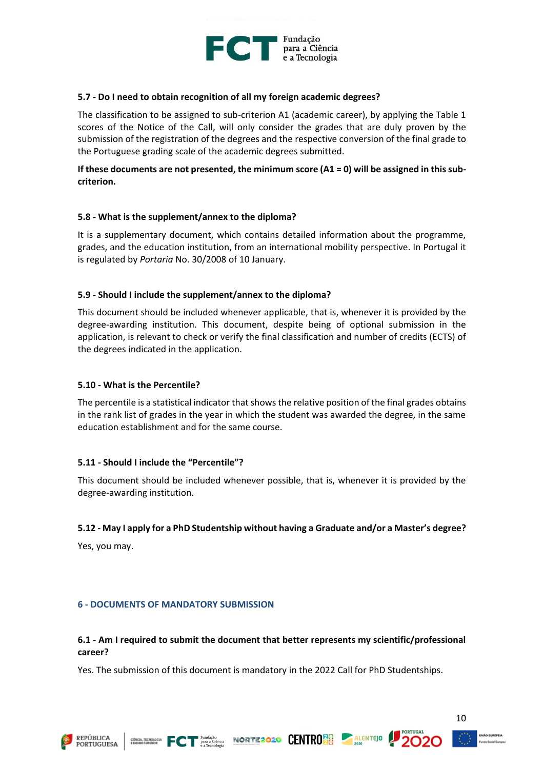### 5.7 - Do I need to obtain recognition of all my foreign academic degrees?

The classification to be assigned to sub-criterion A1 (academic career), by applying the Table 1 scores of the Notice of the Call, will only consider the grades that are duly proven by the submission of the registration of the degrees and the respective conversion of the final grade to the Portuguese grading scale of the academic degrees submitted.

**If these documents are not presented, the minimum score (A1 = 0) will be assigned in this sub-criterion.**

### 5.8 - What is the supplement/annex to the diploma?

It is a supplementary document, which contains detailed information about the programme, grades, and the education institution, from an international mobility perspective. In Portugal it is regulated by *Portaria* No. 30/2008 of 10 January.

### 5.9 - Should I include the supplement/annex to the diploma?

This document should be included whenever applicable, that is, whenever it is provided by the degree-awarding institution. This document, despite being of optional submission in the application, is relevant to check or verify the final classification and number of credits (ECTS) of the degrees indicated in the application.

### 5.10 - What is the Percentile?

The percentile is a statistical indicator that shows the relative position of the final grades obtains in the rank list of grades in the year in which the student was awarded the degree, in the same education establishment and for the same course.

### 5.11 - Should I include the "Percentile"?

This document should be included whenever possible, that is, whenever it is provided by the degree-awarding institution.

### 5.12 - May I apply for a PhD Studentship without having a Graduate and/or a Master's degree?

Yes, you may.

## 6 - DOCUMENTS OF MANDATORY SUBMISSION

### 6.1 - Am I required to submit the document that better represents my scientific/professional career?

Yes. The submission of this document is mandatory in the 2022 Call for PhD Studentships.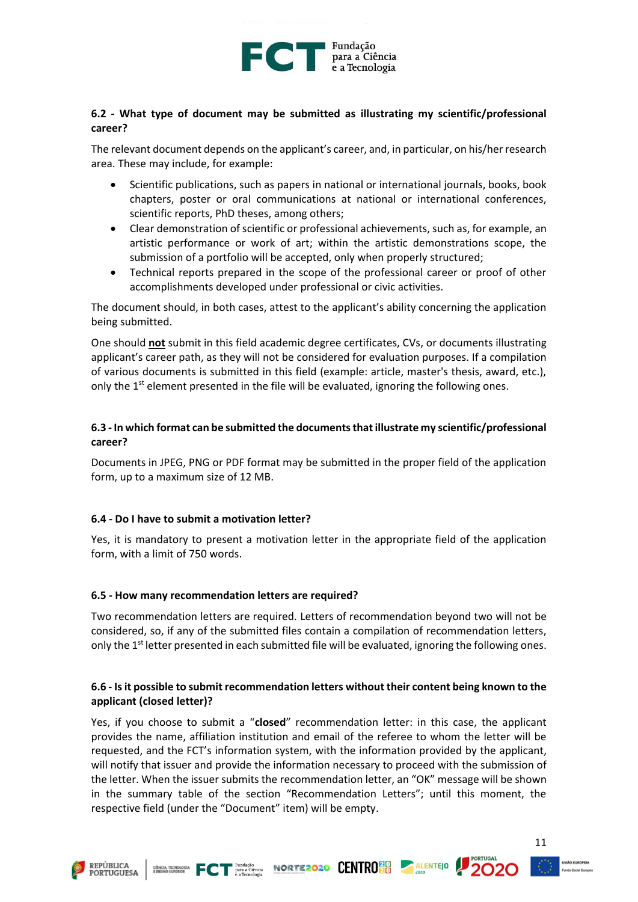### 6.2 - What type of document may be submitted as illustrating my scientific/professional career?

The relevant document depends on the applicant's career, and, in particular, on his/her research area. These may include, for example:

- Scientific publications, such as papers in national or international journals, books, book chapters, poster or oral communications at national or international conferences, scientific reports, PhD theses, among others;
- Clear demonstration of scientific or professional achievements, such as, for example, an artistic performance or work of art; within the artistic demonstrations scope, the submission of a portfolio will be accepted, only when properly structured;
- Technical reports prepared in the scope of the professional career or proof of other accomplishments developed under professional or civic activities.

The document should, in both cases, attest to the applicant's ability concerning the application being submitted.

One should **not** submit in this field academic degree certificates, CVs, or documents illustrating applicant's career path, as they will not be considered for evaluation purposes. If a compilation of various documents is submitted in this field (example: article, master's thesis, award, etc.), only the 1st element presented in the file will be evaluated, ignoring the following ones.

### 6.3 - In which format can be submitted the documents that illustrate my scientific/professional career?

Documents in JPEG, PNG or PDF format may be submitted in the proper field of the application form, up to a maximum size of 12 MB.

### 6.4 - Do I have to submit a motivation letter?

Yes, it is mandatory to present a motivation letter in the appropriate field of the application form, with a limit of 750 words.

### 6.5 - How many recommendation letters are required?

Two recommendation letters are required. Letters of recommendation beyond two will not be considered, so, if any of the submitted files contain a compilation of recommendation letters, only the 1st letter presented in each submitted file will be evaluated, ignoring the following ones.

### 6.6 - Is it possible to submit recommendation letters without their content being known to the applicant (closed letter)?

Yes, if you choose to submit a "**closed**" recommendation letter: in this case, the applicant provides the name, affiliation institution and email of the referee to whom the letter will be requested, and the FCT's information system, with the information provided by the applicant, will notify that issuer and provide the information necessary to proceed with the submission of the letter. When the issuer submits the recommendation letter, an "OK" message will be shown in the summary table of the section "Recommendation Letters"; until this moment, the respective field (under the "Document" item) will be empty.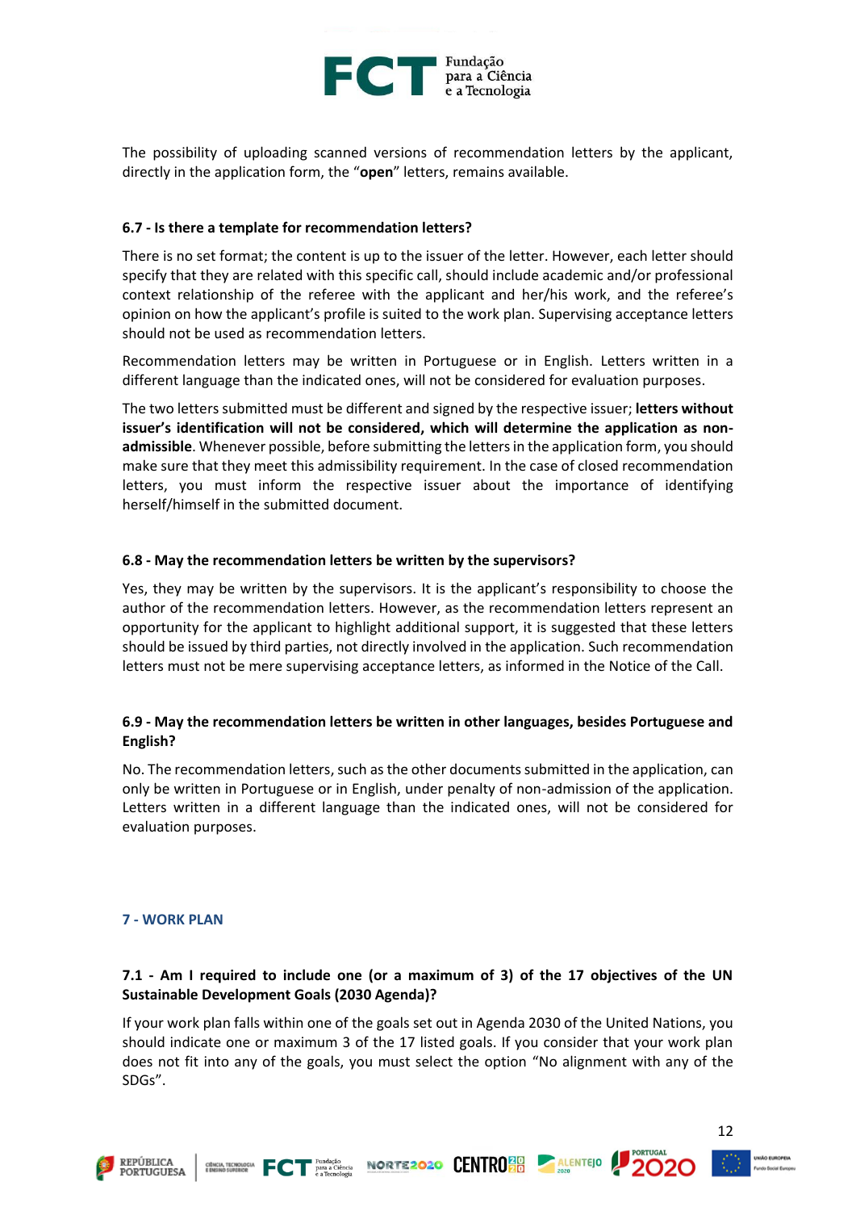The possibility of uploading scanned versions of recommendation letters by the applicant, directly in the application form, the "**open**" letters, remains available.

### 6.7 - Is there a template for recommendation letters?

There is no set format; the content is up to the issuer of the letter. However, each letter should specify that they are related with this specific call, should include academic and/or professional context relationship of the referee with the applicant and her/his work, and the referee's opinion on how the applicant's profile is suited to the work plan. Supervising acceptance letters should not be used as recommendation letters.

Recommendation letters may be written in Portuguese or in English. Letters written in a different language than the indicated ones, will not be considered for evaluation purposes.

The two letters submitted must be different and signed by the respective issuer; **letters without issuer's identification will not be considered, which will determine the application as non-admissible**. Whenever possible, before submitting the letters in the application form, you should make sure that they meet this admissibility requirement. In the case of closed recommendation letters, you must inform the respective issuer about the importance of identifying herself/himself in the submitted document.

### 6.8 - May the recommendation letters be written by the supervisors?

Yes, they may be written by the supervisors. It is the applicant's responsibility to choose the author of the recommendation letters. However, as the recommendation letters represent an opportunity for the applicant to highlight additional support, it is suggested that these letters should be issued by third parties, not directly involved in the application. Such recommendation letters must not be mere supervising acceptance letters, as informed in the Notice of the Call.

### 6.9 - May the recommendation letters be written in other languages, besides Portuguese and English?

No. The recommendation letters, such as the other documents submitted in the application, can only be written in Portuguese or in English, under penalty of non-admission of the application. Letters written in a different language than the indicated ones, will not be considered for evaluation purposes.

## 7 - WORK PLAN

### 7.1 - Am I required to include one (or a maximum of 3) of the 17 objectives of the UN Sustainable Development Goals (2030 Agenda)?

If your work plan falls within one of the goals set out in Agenda 2030 of the United Nations, you should indicate one or maximum 3 of the 17 listed goals. If you consider that your work plan does not fit into any of the goals, you must select the option "No alignment with any of the SDGs".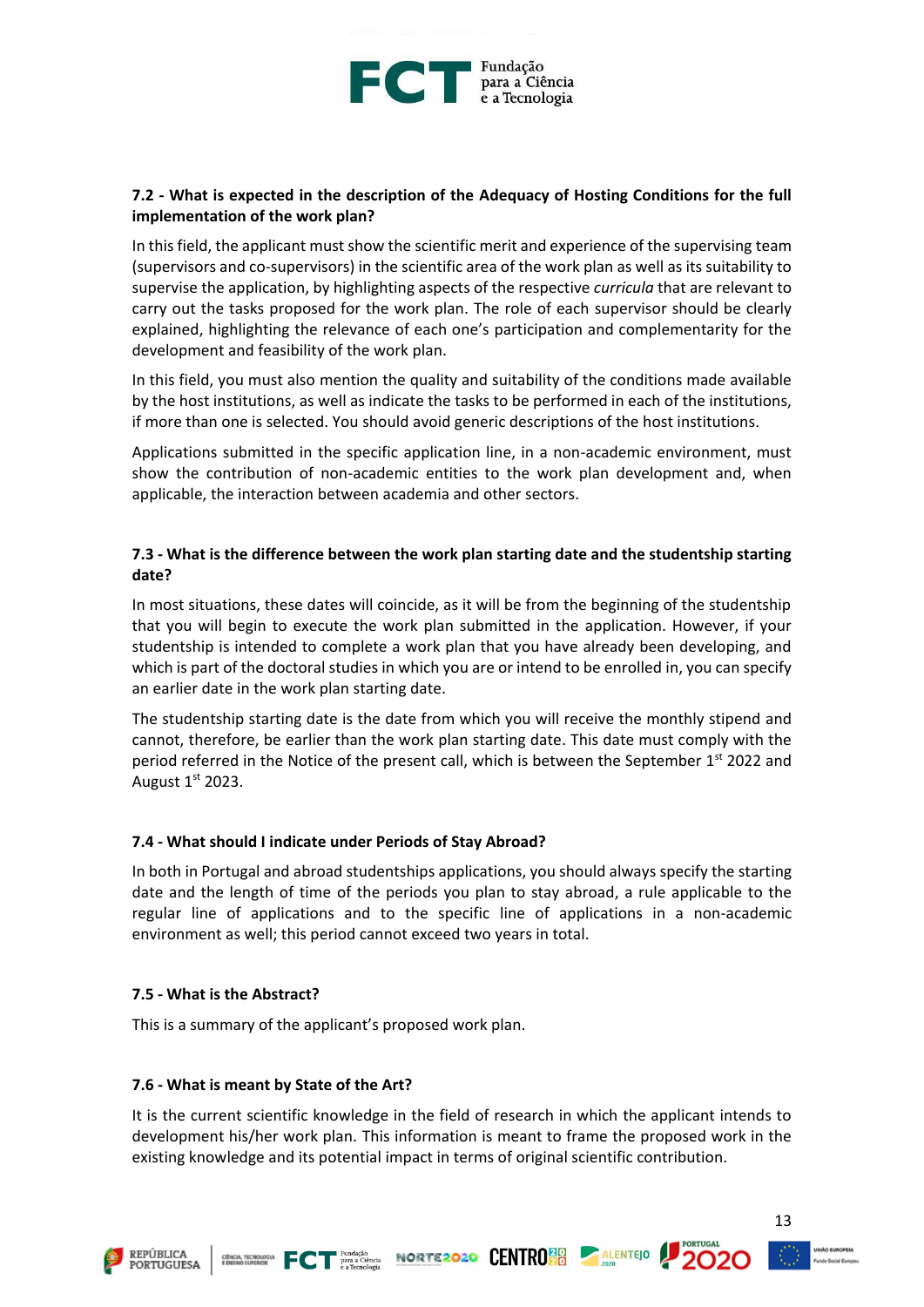**7.2 - What is expected in the description of the Adequacy of Hosting Conditions for the full implementation of the work plan?**

In this field, the applicant must show the scientific merit and experience of the supervising team (supervisors and co-supervisors) in the scientific area of the work plan as well as its suitability to supervise the application, by highlighting aspects of the respective *curricula* that are relevant to carry out the tasks proposed for the work plan. The role of each supervisor should be clearly explained, highlighting the relevance of each one's participation and complementarity for the development and feasibility of the work plan.

In this field, you must also mention the quality and suitability of the conditions made available by the host institutions, as well as indicate the tasks to be performed in each of the institutions, if more than one is selected. You should avoid generic descriptions of the host institutions.

Applications submitted in the specific application line, in a non-academic environment, must show the contribution of non-academic entities to the work plan development and, when applicable, the interaction between academia and other sectors.

**7.3 - What is the difference between the work plan starting date and the studentship starting date?**

In most situations, these dates will coincide, as it will be from the beginning of the studentship that you will begin to execute the work plan submitted in the application. However, if your studentship is intended to complete a work plan that you have already been developing, and which is part of the doctoral studies in which you are or intend to be enrolled in, you can specify an earlier date in the work plan starting date.

The studentship starting date is the date from which you will receive the monthly stipend and cannot, therefore, be earlier than the work plan starting date. This date must comply with the period referred in the Notice of the present call, which is between the September 1st 2022 and August 1st 2023.

**7.4 - What should I indicate under Periods of Stay Abroad?**

In both in Portugal and abroad studentships applications, you should always specify the starting date and the length of time of the periods you plan to stay abroad, a rule applicable to the regular line of applications and to the specific line of applications in a non-academic environment as well; this period cannot exceed two years in total.

**7.5 - What is the Abstract?**

This is a summary of the applicant's proposed work plan.

**7.6 - What is meant by State of the Art?**

It is the current scientific knowledge in the field of research in which the applicant intends to development his/her work plan. This information is meant to frame the proposed work in the existing knowledge and its potential impact in terms of original scientific contribution.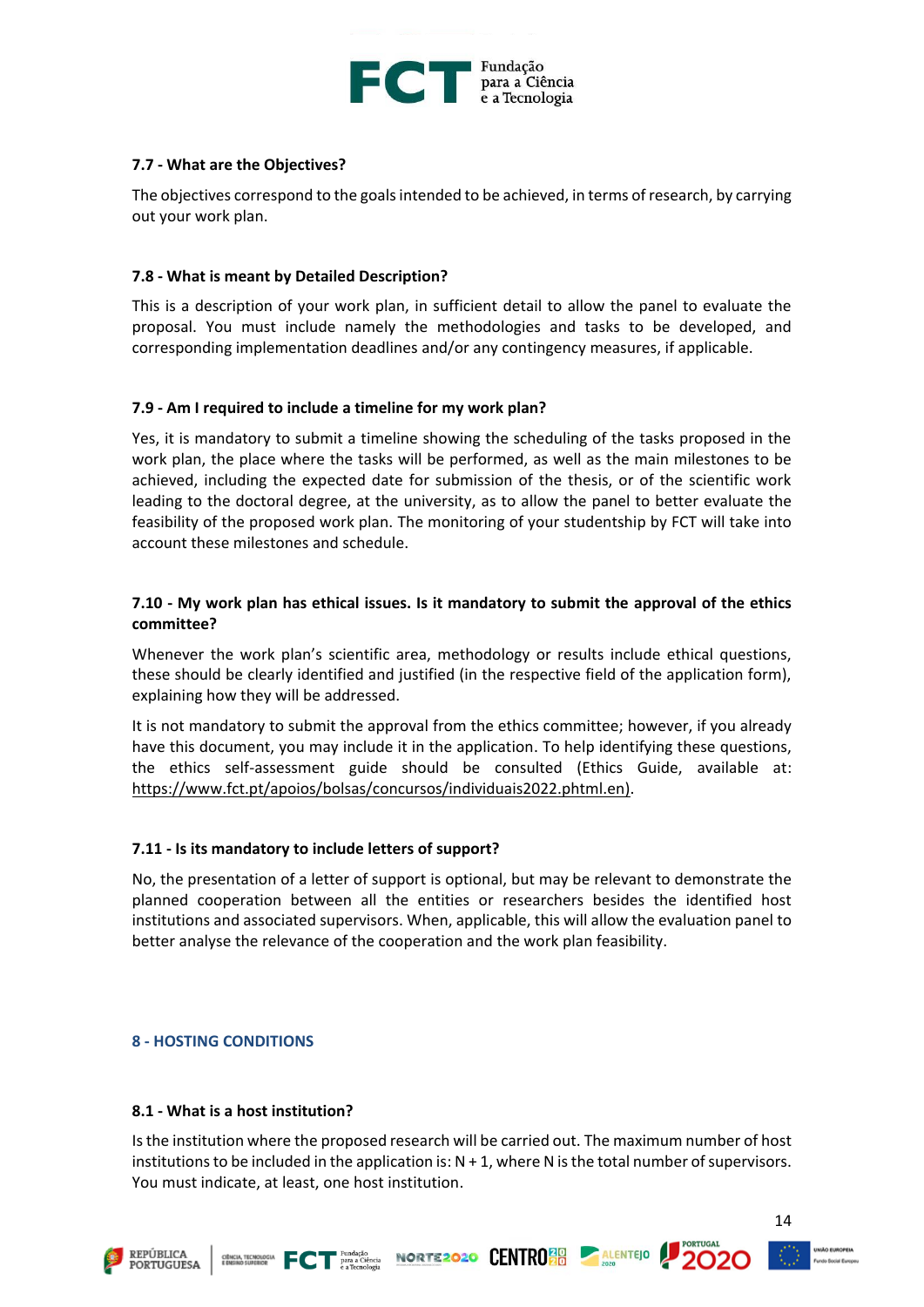#### 7.7 - What are the Objectives?

The objectives correspond to the goals intended to be achieved, in terms of research, by carrying out your work plan.

#### 7.8 - What is meant by Detailed Description?

This is a description of your work plan, in sufficient detail to allow the panel to evaluate the proposal. You must include namely the methodologies and tasks to be developed, and corresponding implementation deadlines and/or any contingency measures, if applicable.

#### 7.9 - Am I required to include a timeline for my work plan?

Yes, it is mandatory to submit a timeline showing the scheduling of the tasks proposed in the work plan, the place where the tasks will be performed, as well as the main milestones to be achieved, including the expected date for submission of the thesis, or of the scientific work leading to the doctoral degree, at the university, as to allow the panel to better evaluate the feasibility of the proposed work plan. The monitoring of your studentship by FCT will take into account these milestones and schedule.

#### 7.10 - My work plan has ethical issues. Is it mandatory to submit the approval of the ethics committee?

Whenever the work plan's scientific area, methodology or results include ethical questions, these should be clearly identified and justified (in the respective field of the application form), explaining how they will be addressed.

It is not mandatory to submit the approval from the ethics committee; however, if you already have this document, you may include it in the application. To help identifying these questions, the ethics self-assessment guide should be consulted (Ethics Guide, available at: https://www.fct.pt/apoios/bolsas/concursos/individuais2022.phtml.en).

#### 7.11 - Is its mandatory to include letters of support?

No, the presentation of a letter of support is optional, but may be relevant to demonstrate the planned cooperation between all the entities or researchers besides the identified host institutions and associated supervisors. When, applicable, this will allow the evaluation panel to better analyse the relevance of the cooperation and the work plan feasibility.

### 8 - HOSTING CONDITIONS

#### 8.1 - What is a host institution?

Is the institution where the proposed research will be carried out. The maximum number of host institutions to be included in the application is: N + 1, where N is the total number of supervisors. You must indicate, at least, one host institution.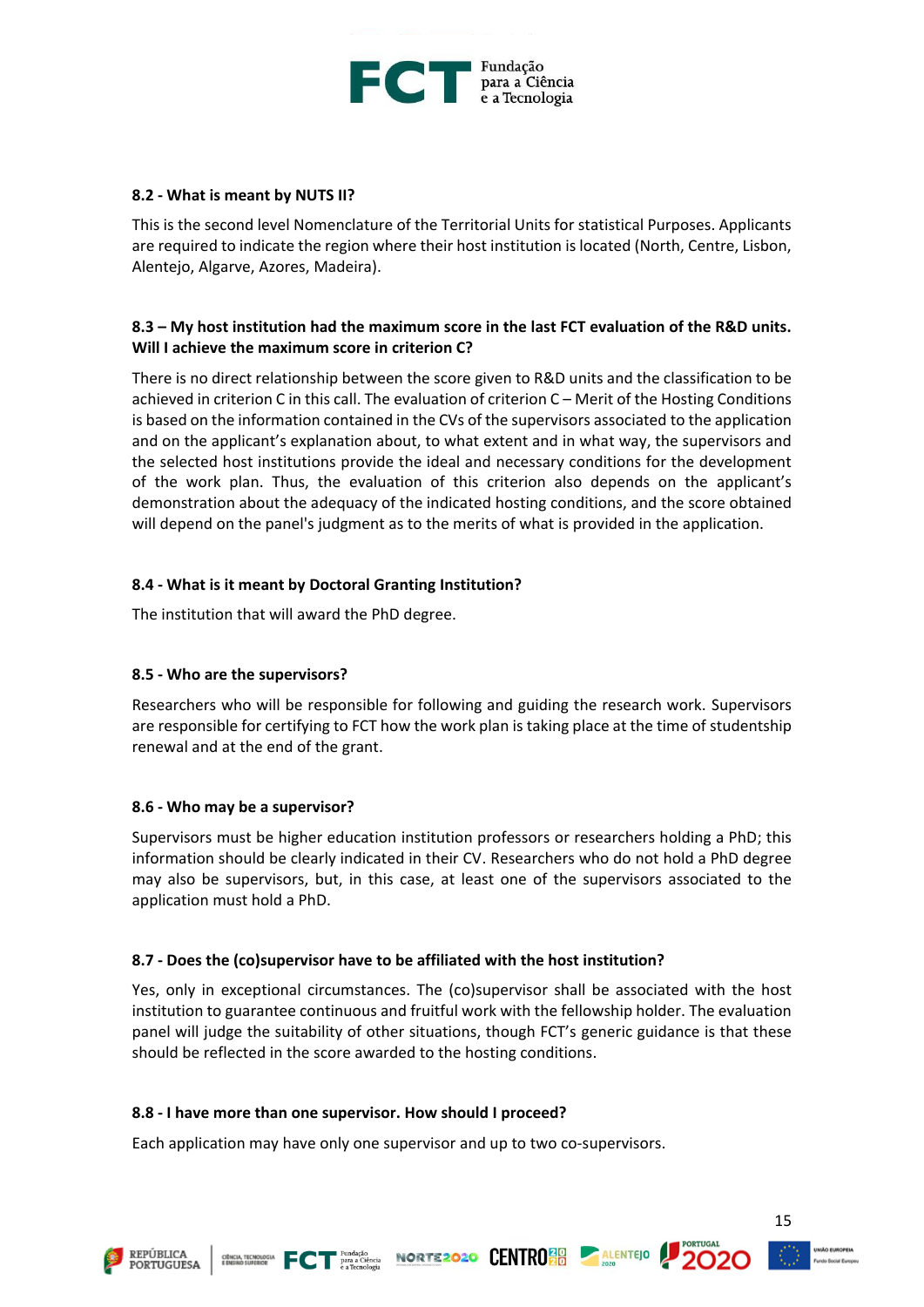### 8.2 - What is meant by NUTS II?

This is the second level Nomenclature of the Territorial Units for statistical Purposes. Applicants are required to indicate the region where their host institution is located (North, Centre, Lisbon, Alentejo, Algarve, Azores, Madeira).

### 8.3 – My host institution had the maximum score in the last FCT evaluation of the R&D units. Will I achieve the maximum score in criterion C?

There is no direct relationship between the score given to R&D units and the classification to be achieved in criterion C in this call. The evaluation of criterion C – Merit of the Hosting Conditions is based on the information contained in the CVs of the supervisors associated to the application and on the applicant's explanation about, to what extent and in what way, the supervisors and the selected host institutions provide the ideal and necessary conditions for the development of the work plan. Thus, the evaluation of this criterion also depends on the applicant's demonstration about the adequacy of the indicated hosting conditions, and the score obtained will depend on the panel's judgment as to the merits of what is provided in the application.

### 8.4 - What is it meant by Doctoral Granting Institution?

The institution that will award the PhD degree.

### 8.5 - Who are the supervisors?

Researchers who will be responsible for following and guiding the research work. Supervisors are responsible for certifying to FCT how the work plan is taking place at the time of studentship renewal and at the end of the grant.

### 8.6 - Who may be a supervisor?

Supervisors must be higher education institution professors or researchers holding a PhD; this information should be clearly indicated in their CV. Researchers who do not hold a PhD degree may also be supervisors, but, in this case, at least one of the supervisors associated to the application must hold a PhD.

### 8.7 - Does the (co)supervisor have to be affiliated with the host institution?

Yes, only in exceptional circumstances. The (co)supervisor shall be associated with the host institution to guarantee continuous and fruitful work with the fellowship holder. The evaluation panel will judge the suitability of other situations, though FCT's generic guidance is that these should be reflected in the score awarded to the hosting conditions.

### 8.8 - I have more than one supervisor. How should I proceed?

Each application may have only one supervisor and up to two co-supervisors.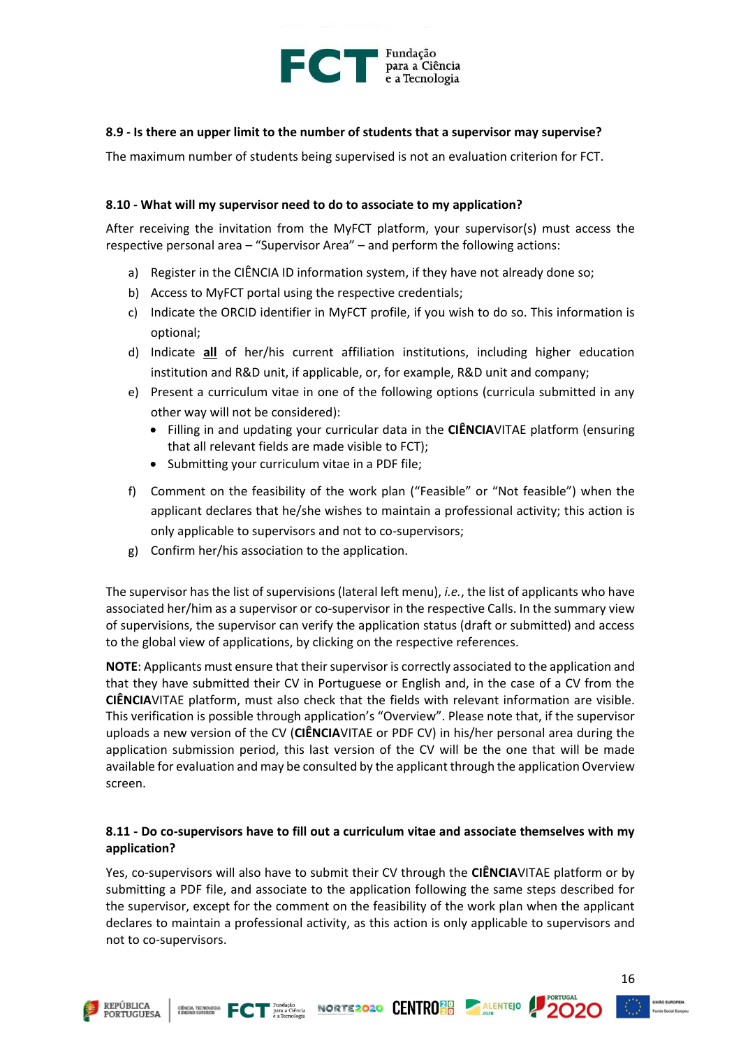**8.9 - Is there an upper limit to the number of students that a supervisor may supervise?**

The maximum number of students being supervised is not an evaluation criterion for FCT.

**8.10 - What will my supervisor need to do to associate to my application?**

After receiving the invitation from the MyFCT platform, your supervisor(s) must access the respective personal area – "Supervisor Area" – and perform the following actions:

a) Register in the CIÊNCIA ID information system, if they have not already done so;
b) Access to MyFCT portal using the respective credentials;
c) Indicate the ORCID identifier in MyFCT profile, if you wish to do so. This information is optional;
d) Indicate **<u>all</u>** of her/his current affiliation institutions, including higher education institution and R&D unit, if applicable, or, for example, R&D unit and company;
e) Present a curriculum vitae in one of the following options (curricula submitted in any other way will not be considered):
    - Filling in and updating your curricular data in the **CIÊNCIA**VITAE platform (ensuring that all relevant fields are made visible to FCT);
    - Submitting your curriculum vitae in a PDF file;
f) Comment on the feasibility of the work plan ("Feasible" or "Not feasible") when the applicant declares that he/she wishes to maintain a professional activity; this action is only applicable to supervisors and not to co-supervisors;
g) Confirm her/his association to the application.

The supervisor has the list of supervisions (lateral left menu), *i.e.*, the list of applicants who have associated her/him as a supervisor or co-supervisor in the respective Calls. In the summary view of supervisions, the supervisor can verify the application status (draft or submitted) and access to the global view of applications, by clicking on the respective references.

**NOTE**: Applicants must ensure that their supervisor is correctly associated to the application and that they have submitted their CV in Portuguese or English and, in the case of a CV from the **CIÊNCIA**VITAE platform, must also check that the fields with relevant information are visible. This verification is possible through application's "Overview". Please note that, if the supervisor uploads a new version of the CV (**CIÊNCIA**VITAE or PDF CV) in his/her personal area during the application submission period, this last version of the CV will be the one that will be made available for evaluation and may be consulted by the applicant through the application Overview screen.

**8.11 - Do co-supervisors have to fill out a curriculum vitae and associate themselves with my application?**

Yes, co-supervisors will also have to submit their CV through the **CIÊNCIA**VITAE platform or by submitting a PDF file, and associate to the application following the same steps described for the supervisor, except for the comment on the feasibility of the work plan when the applicant declares to maintain a professional activity, as this action is only applicable to supervisors and not to co-supervisors.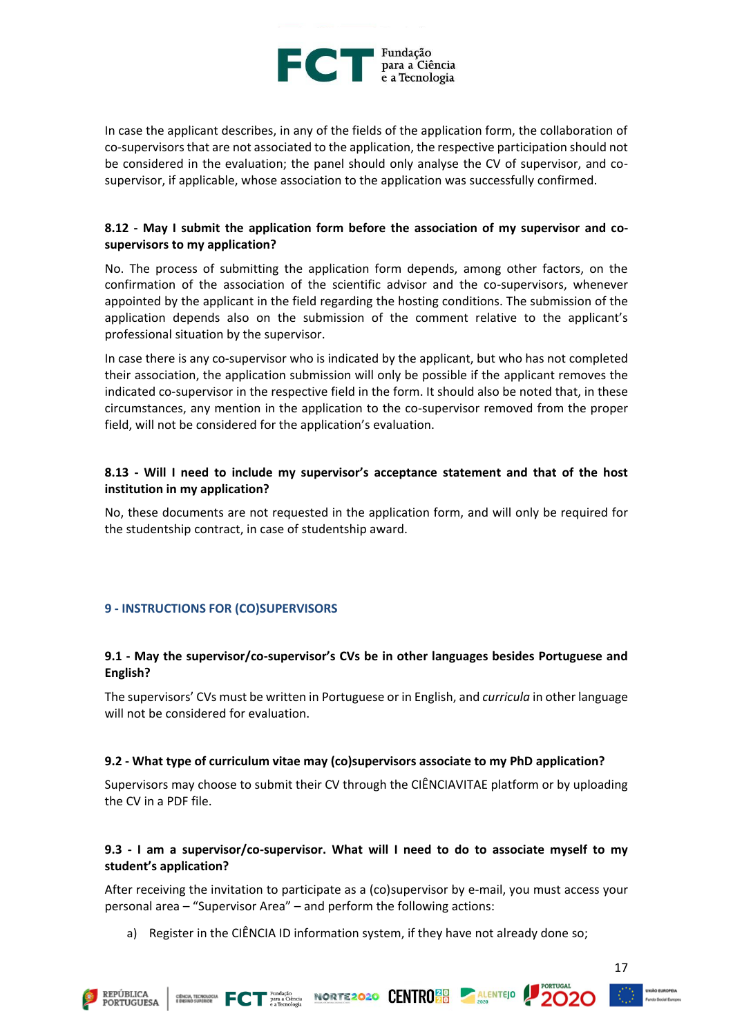In case the applicant describes, in any of the fields of the application form, the collaboration of co-supervisors that are not associated to the application, the respective participation should not be considered in the evaluation; the panel should only analyse the CV of supervisor, and co-supervisor, if applicable, whose association to the application was successfully confirmed.

### 8.12 - May I submit the application form before the association of my supervisor and co-supervisors to my application?

No. The process of submitting the application form depends, among other factors, on the confirmation of the association of the scientific advisor and the co-supervisors, whenever appointed by the applicant in the field regarding the hosting conditions. The submission of the application depends also on the submission of the comment relative to the applicant's professional situation by the supervisor.

In case there is any co-supervisor who is indicated by the applicant, but who has not completed their association, the application submission will only be possible if the applicant removes the indicated co-supervisor in the respective field in the form. It should also be noted that, in these circumstances, any mention in the application to the co-supervisor removed from the proper field, will not be considered for the application's evaluation.

### 8.13 - Will I need to include my supervisor's acceptance statement and that of the host institution in my application?

No, these documents are not requested in the application form, and will only be required for the studentship contract, in case of studentship award.

## 9 - INSTRUCTIONS FOR (CO)SUPERVISORS

### 9.1 - May the supervisor/co-supervisor's CVs be in other languages besides Portuguese and English?

The supervisors' CVs must be written in Portuguese or in English, and *curricula* in other language will not be considered for evaluation.

### 9.2 - What type of curriculum vitae may (co)supervisors associate to my PhD application?

Supervisors may choose to submit their CV through the CIÊNCIAVITAE platform or by uploading the CV in a PDF file.

### 9.3 - I am a supervisor/co-supervisor. What will I need to do to associate myself to my student's application?

After receiving the invitation to participate as a (co)supervisor by e-mail, you must access your personal area – "Supervisor Area" – and perform the following actions:

a) Register in the CIÊNCIA ID information system, if they have not already done so;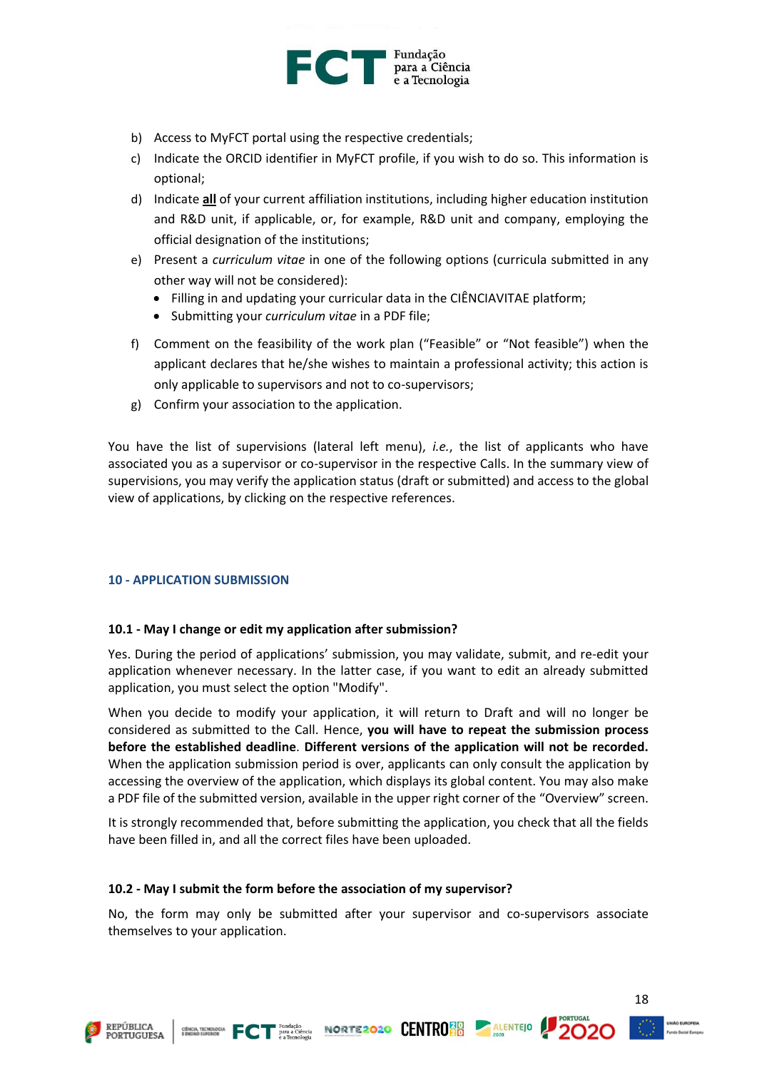b) Access to MyFCT portal using the respective credentials;
c) Indicate the ORCID identifier in MyFCT profile, if you wish to do so. This information is optional;
d) Indicate **<u>all</u>** of your current affiliation institutions, including higher education institution and R&D unit, if applicable, or, for example, R&D unit and company, employing the official designation of the institutions;
e) Present a *curriculum vitae* in one of the following options (curricula submitted in any other way will not be considered):
   - Filling in and updating your curricular data in the CIÊNCIAVITAE platform;
   - Submitting your *curriculum vitae* in a PDF file;
f) Comment on the feasibility of the work plan ("Feasible" or "Not feasible") when the applicant declares that he/she wishes to maintain a professional activity; this action is only applicable to supervisors and not to co-supervisors;
g) Confirm your association to the application.

You have the list of supervisions (lateral left menu), *i.e.*, the list of applicants who have associated you as a supervisor or co-supervisor in the respective Calls. In the summary view of supervisions, you may verify the application status (draft or submitted) and access to the global view of applications, by clicking on the respective references.

## 10 - APPLICATION SUBMISSION

### 10.1 - May I change or edit my application after submission?

Yes. During the period of applications' submission, you may validate, submit, and re-edit your application whenever necessary. In the latter case, if you want to edit an already submitted application, you must select the option "Modify".

When you decide to modify your application, it will return to Draft and will no longer be considered as submitted to the Call. Hence, **you will have to repeat the submission process before the established deadline**. **Different versions of the application will not be recorded.** When the application submission period is over, applicants can only consult the application by accessing the overview of the application, which displays its global content. You may also make a PDF file of the submitted version, available in the upper right corner of the "Overview" screen.

It is strongly recommended that, before submitting the application, you check that all the fields have been filled in, and all the correct files have been uploaded.

### 10.2 - May I submit the form before the association of my supervisor?

No, the form may only be submitted after your supervisor and co-supervisors associate themselves to your application.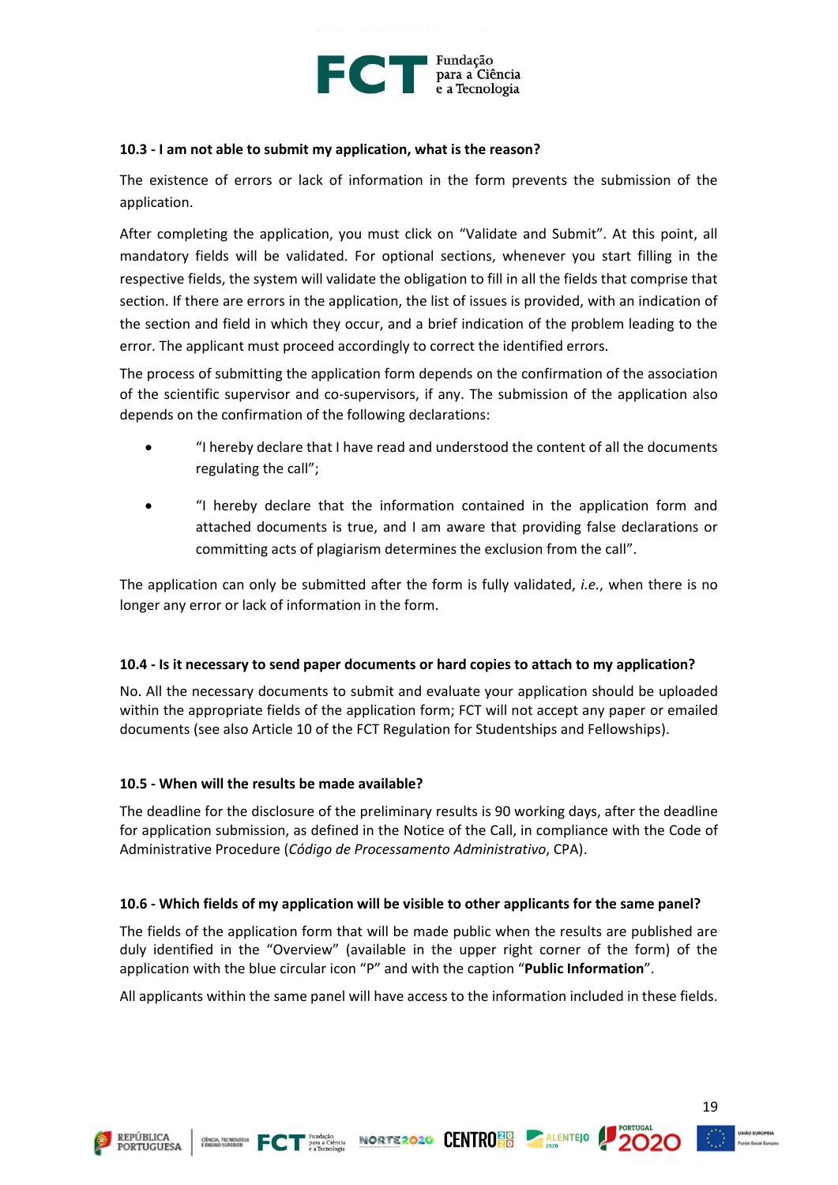**10.3 - I am not able to submit my application, what is the reason?**

The existence of errors or lack of information in the form prevents the submission of the application.

After completing the application, you must click on "Validate and Submit". At this point, all mandatory fields will be validated. For optional sections, whenever you start filling in the respective fields, the system will validate the obligation to fill in all the fields that comprise that section. If there are errors in the application, the list of issues is provided, with an indication of the section and field in which they occur, and a brief indication of the problem leading to the error. The applicant must proceed accordingly to correct the identified errors.

The process of submitting the application form depends on the confirmation of the association of the scientific supervisor and co-supervisors, if any. The submission of the application also depends on the confirmation of the following declarations:

- "I hereby declare that I have read and understood the content of all the documents regulating the call";
- "I hereby declare that the information contained in the application form and attached documents is true, and I am aware that providing false declarations or committing acts of plagiarism determines the exclusion from the call".

The application can only be submitted after the form is fully validated, *i.e.*, when there is no longer any error or lack of information in the form.

**10.4 - Is it necessary to send paper documents or hard copies to attach to my application?**

No. All the necessary documents to submit and evaluate your application should be uploaded within the appropriate fields of the application form; FCT will not accept any paper or emailed documents (see also Article 10 of the FCT Regulation for Studentships and Fellowships).

**10.5 - When will the results be made available?**

The deadline for the disclosure of the preliminary results is 90 working days, after the deadline for application submission, as defined in the Notice of the Call, in compliance with the Code of Administrative Procedure (*Código de Processamento Administrativo*, CPA).

**10.6 - Which fields of my application will be visible to other applicants for the same panel?**

The fields of the application form that will be made public when the results are published are duly identified in the "Overview" (available in the upper right corner of the form) of the application with the blue circular icon "P" and with the caption "**Public Information**".

All applicants within the same panel will have access to the information included in these fields.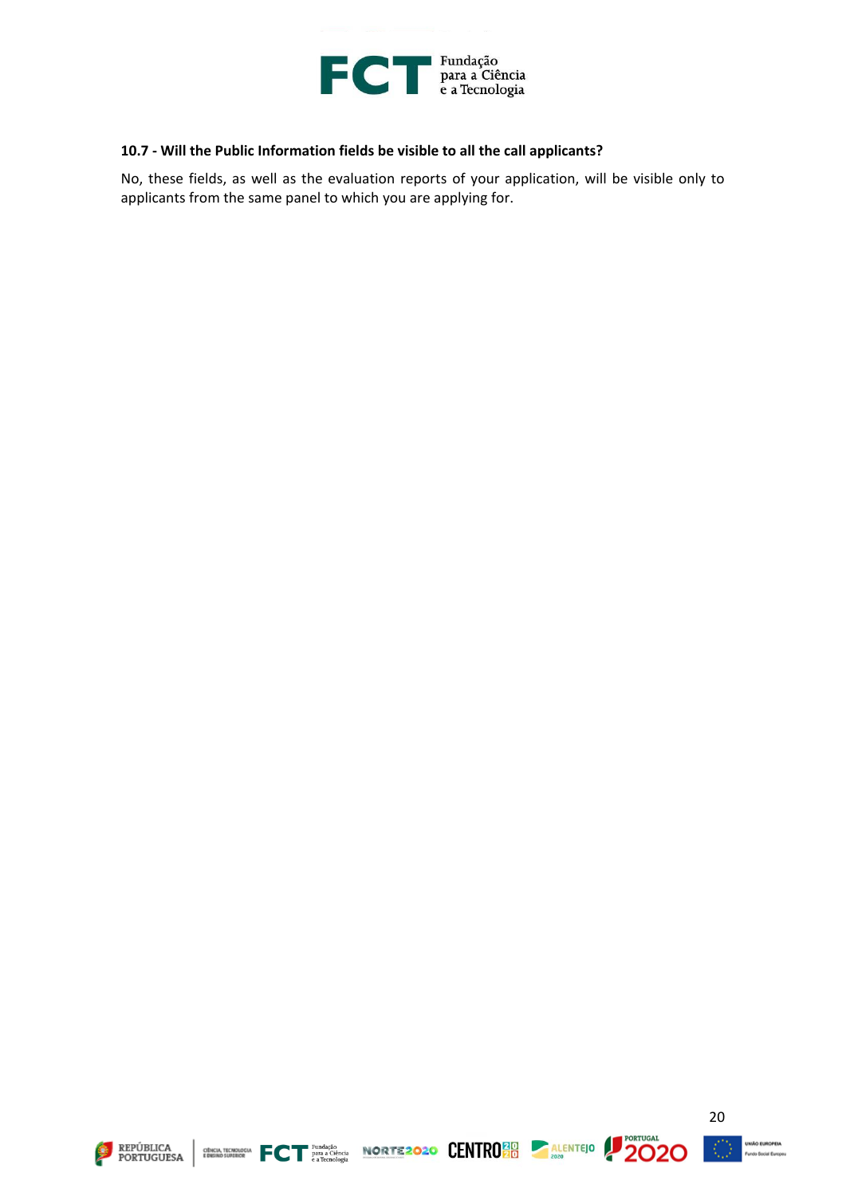**10.7 - Will the Public Information fields be visible to all the call applicants?**

No, these fields, as well as the evaluation reports of your application, will be visible only to applicants from the same panel to which you are applying for.